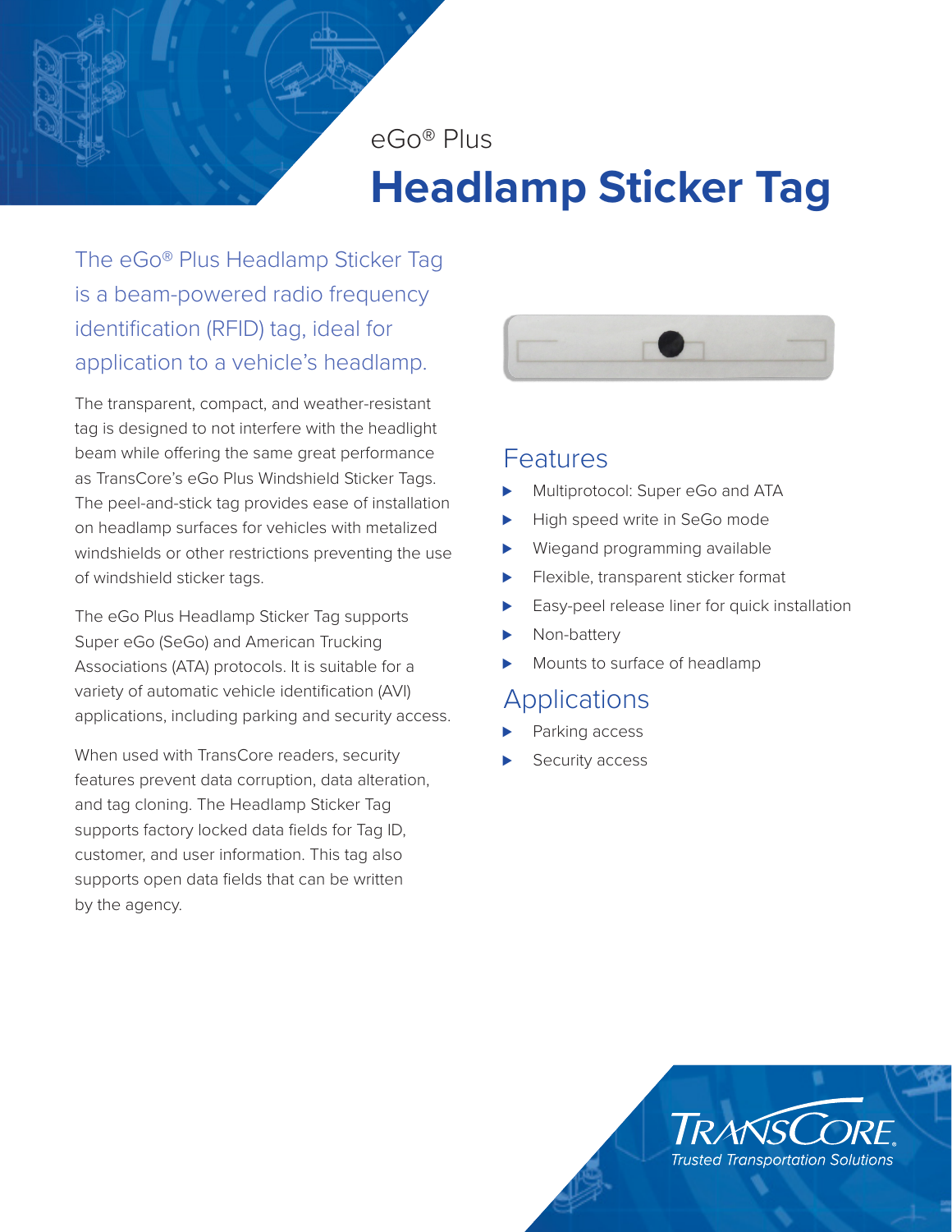eGo® Plus

# Headlamp Sticker Tag

The eGo® Plus Headlamp Sticker Tag is a beam-powered radio frequency identification (RFID) tag, ideal for application to a vehicle's headlamp.

The transparent, compact, and weather-resistant tag is designed to not interfere with the headlight beam while offering the same great performance as TransCore's eGo Plus Windshield Sticker Tags. The peel-and-stick tag provides ease of installation on headlamp surfaces for vehicles with metalized windshields or other restrictions preventing the use of windshield sticker tags.

The eGo Plus Headlamp Sticker Tag supports Super eGo (SeGo) and American Trucking Associations (ATA) protocols. It is suitable for a variety of automatic vehicle identification (AVI) applications, including parking and security access.

When used with TransCore readers, security features prevent data corruption, data alteration, and tag cloning. The Headlamp Sticker Tag supports factory locked data fields for Tag ID, customer, and user information. This tag also supports open data fields that can be written by the agency.

## Features

- Multiprotocol: Super eGo and ATA
- High speed write in SeGo mode
- Wiegand programming available
- Flexible, transparent sticker format
- Easy-peel release liner for quick installation
- Non-battery
- Mounts to surface of headlamp

## Applications

- Parking access
- Security access

TRANSCORE
Trusted Transportation Solutions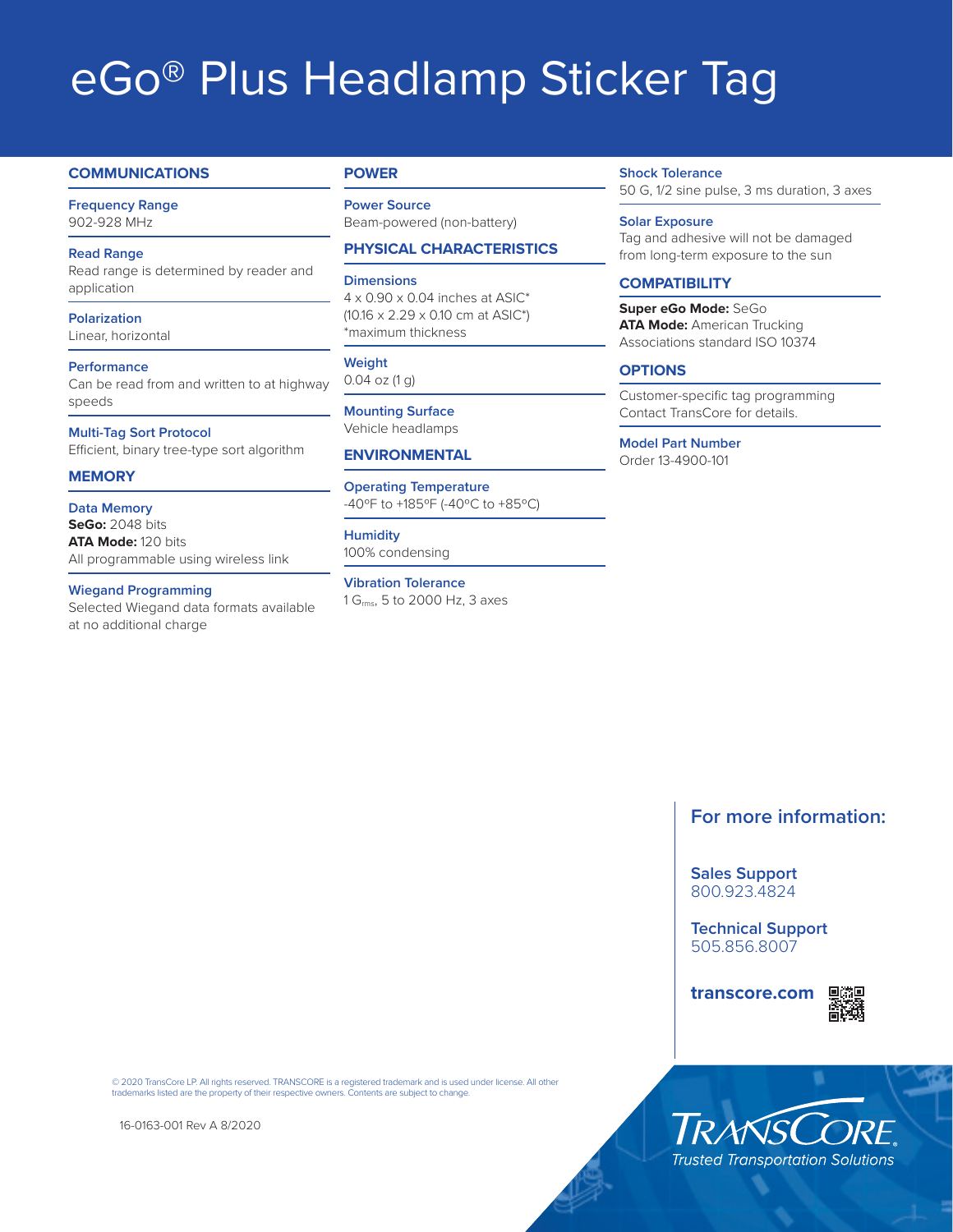# eGo® Plus Headlamp Sticker Tag

## COMMUNICATIONS

**Frequency Range**
902-928 MHz

**Read Range**
Read range is determined by reader and application

**Polarization**
Linear, horizontal

**Performance**
Can be read from and written to at highway speeds

**Multi-Tag Sort Protocol**
Efficient, binary tree-type sort algorithm

## MEMORY

**Data Memory**
**SeGo:** 2048 bits
**ATA Mode:** 120 bits
All programmable using wireless link

**Wiegand Programming**
Selected Wiegand data formats available at no additional charge

## POWER

**Power Source**
Beam-powered (non-battery)

## PHYSICAL CHARACTERISTICS

**Dimensions**
4 x 0.90 x 0.04 inches at ASIC*
(10.16 x 2.29 x 0.10 cm at ASIC*)
*maximum thickness

**Weight**
0.04 oz (1 g)

**Mounting Surface**
Vehicle headlamps

## ENVIRONMENTAL

**Operating Temperature**
-40ºF to +185ºF (-40ºC to +85ºC)

**Humidity**
100% condensing

**Vibration Tolerance**
1 $G_{rms}$, 5 to 2000 Hz, 3 axes

**Shock Tolerance**
50 G, 1/2 sine pulse, 3 ms duration, 3 axes

**Solar Exposure**
Tag and adhesive will not be damaged from long-term exposure to the sun

## COMPATIBILITY

**Super eGo Mode:** SeGo
**ATA Mode:** American Trucking Associations standard ISO 10374

## OPTIONS

Customer-specific tag programming
Contact TransCore for details.

**Model Part Number**
Order 13-4900-101

## For more information:

**Sales Support**
800.923.4824

**Technical Support**
505.856.8007

**transcore.com**

© 2020 TransCore LP. All rights reserved. TRANSCORE is a registered trademark and is used under license. All other trademarks listed are the property of their respective owners. Contents are subject to change.

16-0163-001 Rev A 8/2020

TRANSCORE
Trusted Transportation Solutions